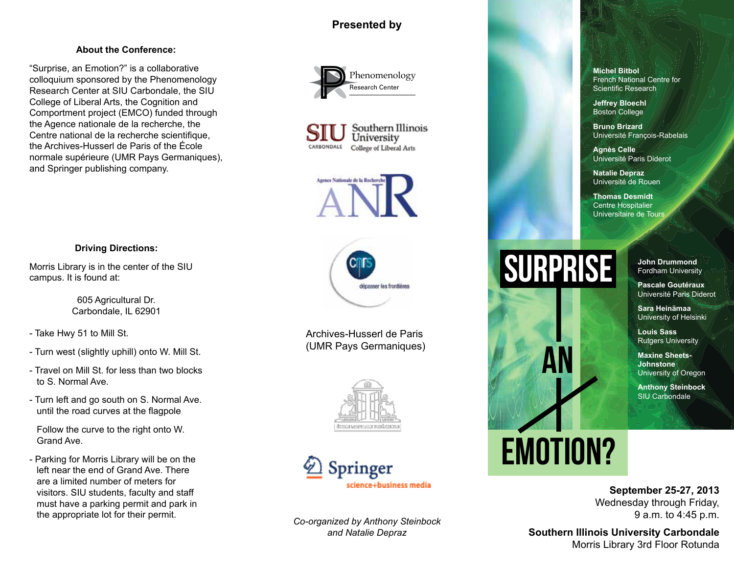### About the Conference:

"Surprise, an Emotion?" is a collaborative colloquium sponsored by the Phenomenology Research Center at SIU Carbondale, the SIU College of Liberal Arts, the Cognition and Comportment project (EMCO) funded through the Agence nationale de la recherche, the Centre national de la recherche scientifique, the Archives-Husserl de Paris of the École normale supérieure (UMR Pays Germaniques), and Springer publishing company.

### Driving Directions:

Morris Library is in the center of the SIU campus. It is found at:

605 Agricultural Dr.
Carbondale, IL 62901

- Take Hwy 51 to Mill St.
- Turn west (slightly uphill) onto W. Mill St.
- Travel on Mill St. for less than two blocks to S. Normal Ave.
- Turn left and go south on S. Normal Ave. until the road curves at the flagpole

  Follow the curve to the right onto W. Grand Ave.
- Parking for Morris Library will be on the left near the end of Grand Ave. There are a limited number of meters for visitors. SIU students, faculty and staff must have a parking permit and park in the appropriate lot for their permit.

## Presented by

Phenomenology Research Center

SIU Southern Illinois University Carbondale — College of Liberal Arts

Agence Nationale de la Recherche ANR

cnrs — dépasser les frontières

Archives-Husserl de Paris
(UMR Pays Germaniques)

École Normale Supérieure

Springer science+business media

*Co-organized by Anthony Steinbock and Natalie Depraz*

# SURPRISE AN EMOTION?

**Michel Bitbol**
French National Centre for Scientific Research

**Jeffrey Bloechl**
Boston College

**Bruno Brizard**
Université François-Rabelais

**Agnès Celle**
Université Paris Diderot

**Natalie Depraz**
Université de Rouen

**Thomas Desmidt**
Centre Hospitalier Universitaire de Tours

**John Drummond**
Fordham University

**Pascale Goutéraux**
Université Paris Diderot

**Sara Heinämaa**
University of Helsinki

**Louis Sass**
Rutgers University

**Maxine Sheets-Johnstone**
University of Oregon

**Anthony Steinbock**
SIU Carbondale

**September 25-27, 2013**
Wednesday through Friday,
9 a.m. to 4:45 p.m.

**Southern Illinois University Carbondale**
Morris Library 3rd Floor Rotunda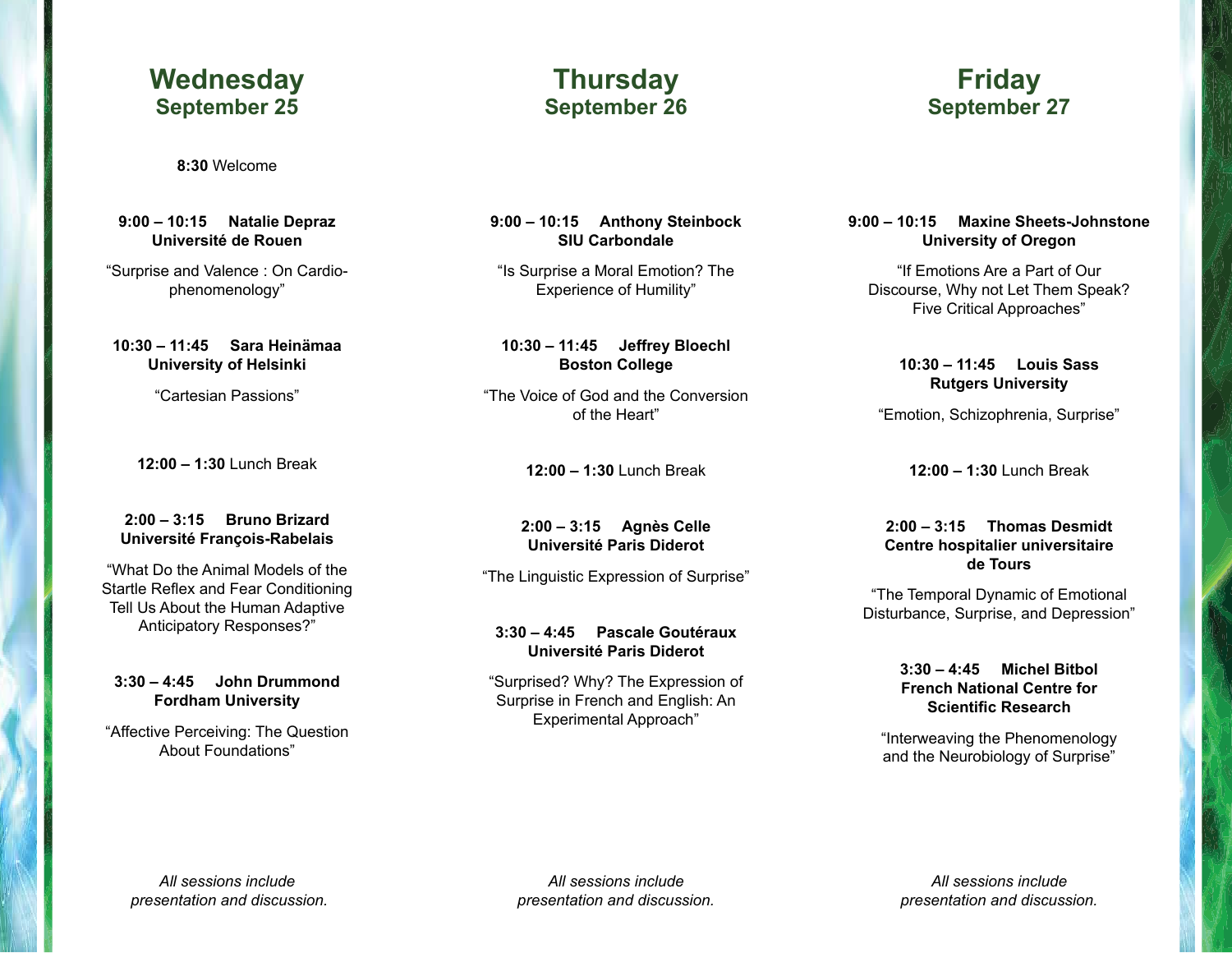## Wednesday
### September 25

**8:30** Welcome

**9:00 – 10:15 Natalie Depraz**
**Université de Rouen**

“Surprise and Valence : On Cardio-phenomenology”

**10:30 – 11:45 Sara Heinämaa**
**University of Helsinki**

“Cartesian Passions”

**12:00 – 1:30** Lunch Break

**2:00 – 3:15 Bruno Brizard**
**Université François-Rabelais**

“What Do the Animal Models of the Startle Reflex and Fear Conditioning Tell Us About the Human Adaptive Anticipatory Responses?”

**3:30 – 4:45 John Drummond**
**Fordham University**

“Affective Perceiving: The Question About Foundations”

*All sessions include presentation and discussion.*

## Thursday
### September 26

**9:00 – 10:15 Anthony Steinbock**
**SIU Carbondale**

“Is Surprise a Moral Emotion? The Experience of Humility”

**10:30 – 11:45 Jeffrey Bloechl**
**Boston College**

“The Voice of God and the Conversion of the Heart”

**12:00 – 1:30** Lunch Break

**2:00 – 3:15 Agnès Celle**
**Université Paris Diderot**

“The Linguistic Expression of Surprise”

**3:30 – 4:45 Pascale Goutéraux**
**Université Paris Diderot**

“Surprised? Why? The Expression of Surprise in French and English: An Experimental Approach”

*All sessions include presentation and discussion.*

## Friday
### September 27

**9:00 – 10:15 Maxine Sheets-Johnstone**
**University of Oregon**

“If Emotions Are a Part of Our Discourse, Why not Let Them Speak? Five Critical Approaches”

**10:30 – 11:45 Louis Sass**
**Rutgers University**

“Emotion, Schizophrenia, Surprise”

**12:00 – 1:30** Lunch Break

**2:00 – 3:15 Thomas Desmidt**
**Centre hospitalier universitaire de Tours**

“The Temporal Dynamic of Emotional Disturbance, Surprise, and Depression”

**3:30 – 4:45 Michel Bitbol**
**French National Centre for Scientific Research**

“Interweaving the Phenomenology and the Neurobiology of Surprise”

*All sessions include presentation and discussion.*